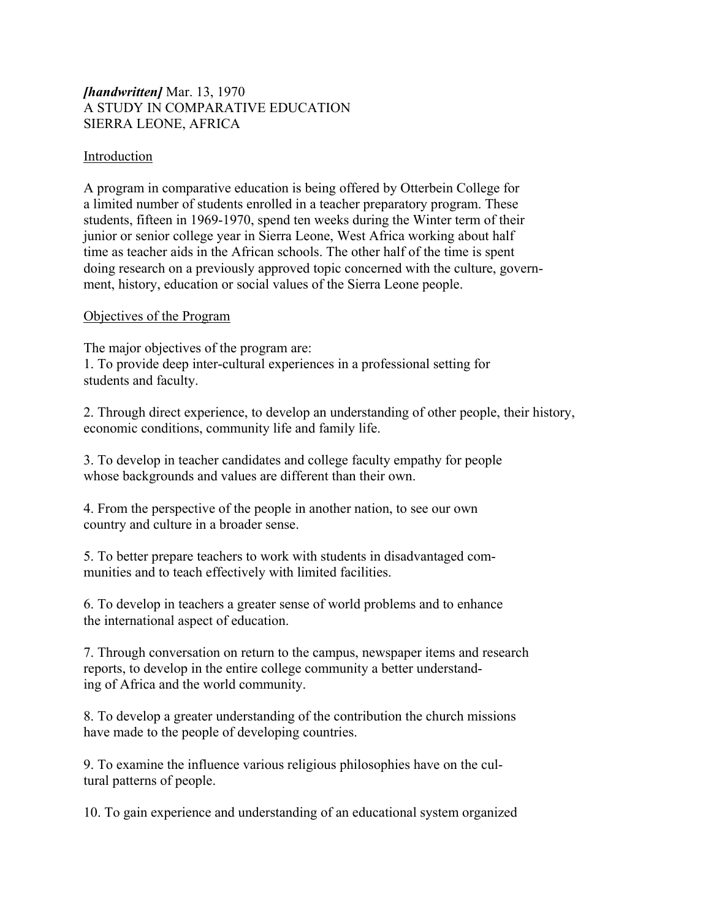***[handwritten]*** Mar. 13, 1970
A STUDY IN COMPARATIVE EDUCATION
SIERRA LEONE, AFRICA

## Introduction

A program in comparative education is being offered by Otterbein College for a limited number of students enrolled in a teacher preparatory program. These students, fifteen in 1969-1970, spend ten weeks during the Winter term of their junior or senior college year in Sierra Leone, West Africa working about half time as teacher aids in the African schools. The other half of the time is spent doing research on a previously approved topic concerned with the culture, government, history, education or social values of the Sierra Leone people.

## Objectives of the Program

The major objectives of the program are:

1. To provide deep inter-cultural experiences in a professional setting for students and faculty.

2. Through direct experience, to develop an understanding of other people, their history, economic conditions, community life and family life.

3. To develop in teacher candidates and college faculty empathy for people whose backgrounds and values are different than their own.

4. From the perspective of the people in another nation, to see our own country and culture in a broader sense.

5. To better prepare teachers to work with students in disadvantaged communities and to teach effectively with limited facilities.

6. To develop in teachers a greater sense of world problems and to enhance the international aspect of education.

7. Through conversation on return to the campus, newspaper items and research reports, to develop in the entire college community a better understanding of Africa and the world community.

8. To develop a greater understanding of the contribution the church missions have made to the people of developing countries.

9. To examine the influence various religious philosophies have on the cultural patterns of people.

10. To gain experience and understanding of an educational system organized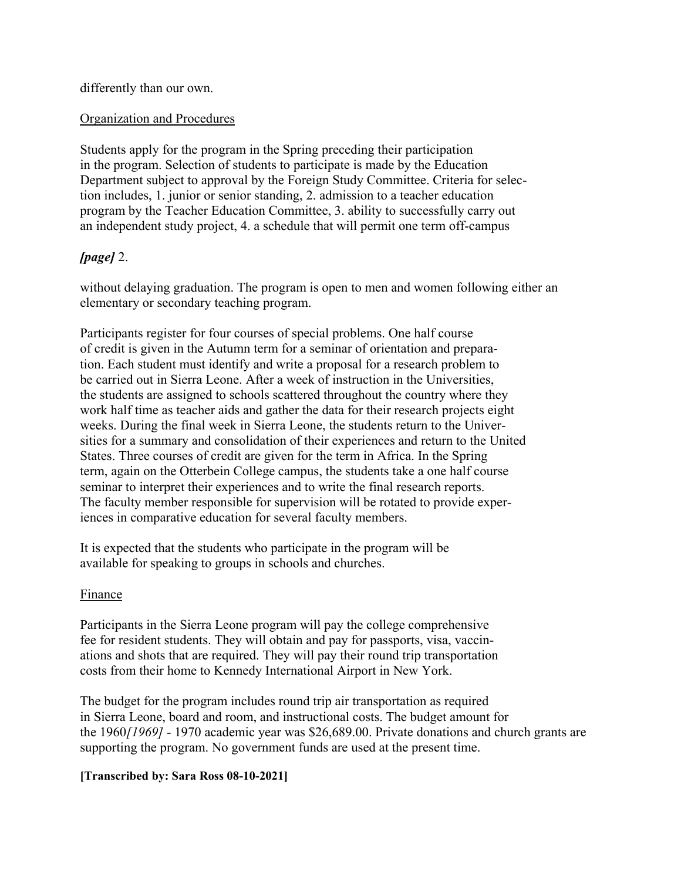differently than our own.

Organization and Procedures

Students apply for the program in the Spring preceding their participation in the program. Selection of students to participate is made by the Education Department subject to approval by the Foreign Study Committee. Criteria for selection includes, 1. junior or senior standing, 2. admission to a teacher education program by the Teacher Education Committee, 3. ability to successfully carry out an independent study project, 4. a schedule that will permit one term off-campus

***[page]*** 2.

without delaying graduation. The program is open to men and women following either an elementary or secondary teaching program.

Participants register for four courses of special problems. One half course of credit is given in the Autumn term for a seminar of orientation and preparation. Each student must identify and write a proposal for a research problem to be carried out in Sierra Leone. After a week of instruction in the Universities, the students are assigned to schools scattered throughout the country where they work half time as teacher aids and gather the data for their research projects eight weeks. During the final week in Sierra Leone, the students return to the Universities for a summary and consolidation of their experiences and return to the United States. Three courses of credit are given for the term in Africa. In the Spring term, again on the Otterbein College campus, the students take a one half course seminar to interpret their experiences and to write the final research reports. The faculty member responsible for supervision will be rotated to provide experiences in comparative education for several faculty members.

It is expected that the students who participate in the program will be available for speaking to groups in schools and churches.

Finance

Participants in the Sierra Leone program will pay the college comprehensive fee for resident students. They will obtain and pay for passports, visa, vaccinations and shots that are required. They will pay their round trip transportation costs from their home to Kennedy International Airport in New York.

The budget for the program includes round trip air transportation as required in Sierra Leone, board and room, and instructional costs. The budget amount for the 1960*[1969]* - 1970 academic year was $26,689.00. Private donations and church grants are supporting the program. No government funds are used at the present time.

**[Transcribed by: Sara Ross 08-10-2021]**